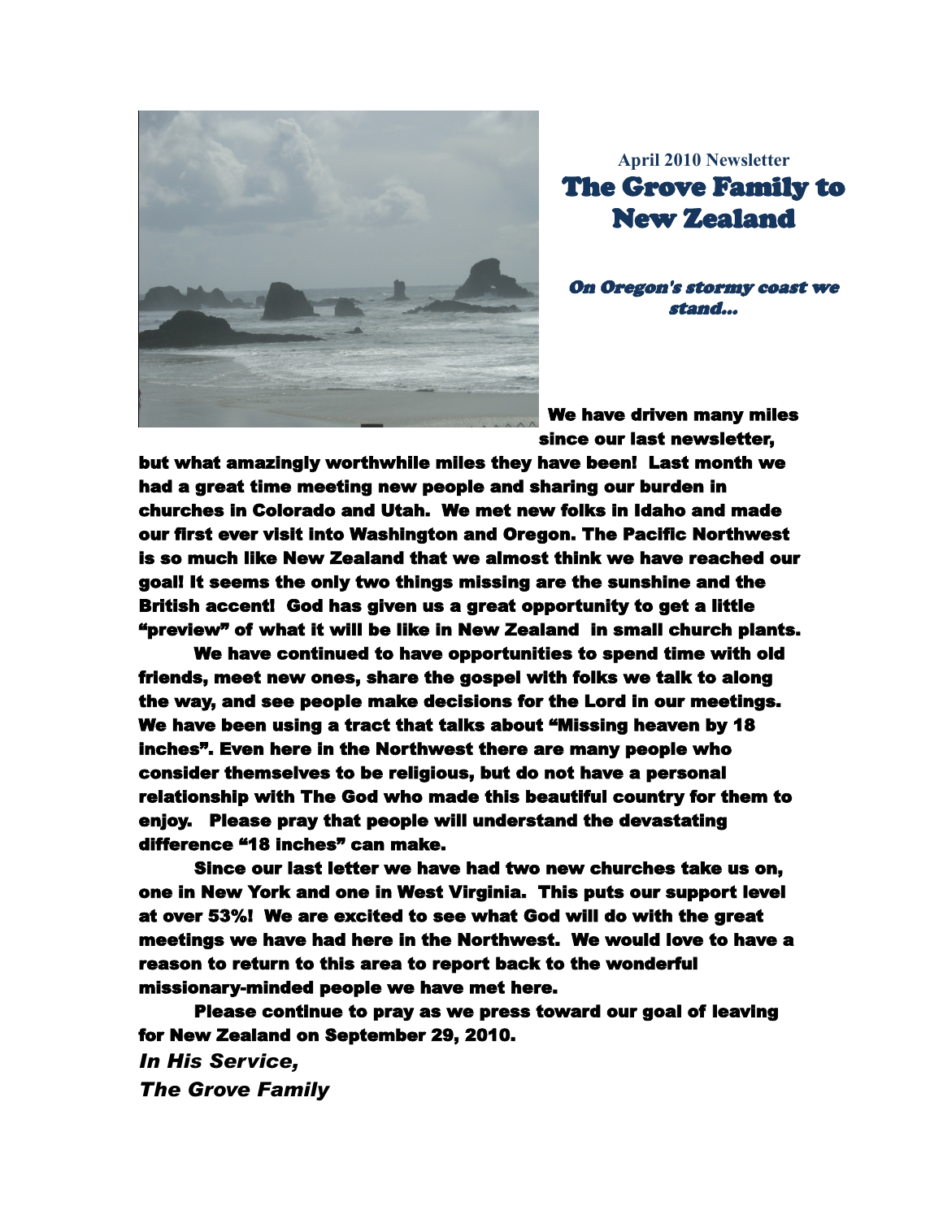**April 2010 Newsletter**

# The Grove Family to New Zealand

***On Oregon's stormy coast we stand...***

**We have driven many miles since our last newsletter, but what amazingly worthwhile miles they have been! Last month we had a great time meeting new people and sharing our burden in churches in Colorado and Utah. We met new folks in Idaho and made our first ever visit into Washington and Oregon. The Pacific Northwest is so much like New Zealand that we almost think we have reached our goal! It seems the only two things missing are the sunshine and the British accent! God has given us a great opportunity to get a little "preview" of what it will be like in New Zealand in small church plants.**

**We have continued to have opportunities to spend time with old friends, meet new ones, share the gospel with folks we talk to along the way, and see people make decisions for the Lord in our meetings. We have been using a tract that talks about "Missing heaven by 18 inches". Even here in the Northwest there are many people who consider themselves to be religious, but do not have a personal relationship with The God who made this beautiful country for them to enjoy. Please pray that people will understand the devastating difference "18 inches" can make.**

**Since our last letter we have had two new churches take us on, one in New York and one in West Virginia. This puts our support level at over 53%! We are excited to see what God will do with the great meetings we have had here in the Northwest. We would love to have a reason to return to this area to report back to the wonderful missionary-minded people we have met here.**

**Please continue to pray as we press toward our goal of leaving for New Zealand on September 29, 2010.**

***In His Service,***
***The Grove Family***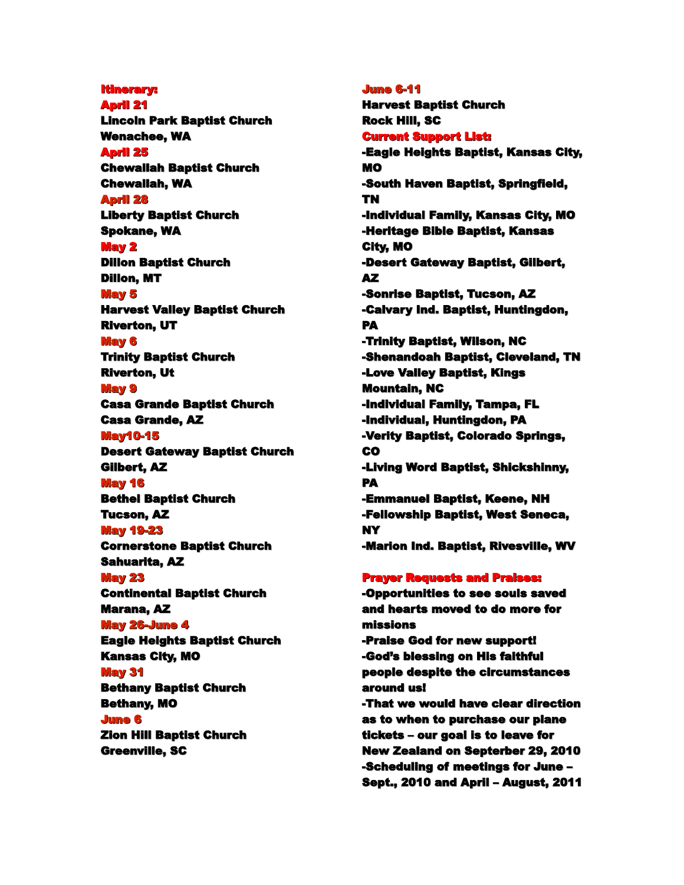**Itinerary:**

**April 21**
Lincoln Park Baptist Church
Wenachee, WA

**April 25**
Chewallah Baptist Church
Chewallah, WA

**April 28**
Liberty Baptist Church
Spokane, WA

**May 2**
Dillon Baptist Church
Dillon, MT

**May 5**
Harvest Valley Baptist Church
Riverton, UT

**May 6**
Trinity Baptist Church
Riverton, Ut

**May 9**
Casa Grande Baptist Church
Casa Grande, AZ

**May10-15**
Desert Gateway Baptist Church
Gilbert, AZ

**May 16**
Bethel Baptist Church
Tucson, AZ

**May 19-23**
Cornerstone Baptist Church
Sahuarita, AZ

**May 23**
Continental Baptist Church
Marana, AZ

**May 26-June 4**
Eagle Heights Baptist Church
Kansas City, MO

**May 31**
Bethany Baptist Church
Bethany, MO

**June 6**
Zion Hill Baptist Church
Greenville, SC

**June 6-11**
Harvest Baptist Church
Rock Hill, SC

**Current Support List:**

-Eagle Heights Baptist, Kansas City, MO
-South Haven Baptist, Springfield, TN
-Individual Family, Kansas City, MO
-Heritage Bible Baptist, Kansas City, MO
-Desert Gateway Baptist, Gilbert, AZ
-Sonrise Baptist, Tucson, AZ
-Calvary Ind. Baptist, Huntingdon, PA
-Trinity Baptist, Wilson, NC
-Shenandoah Baptist, Cleveland, TN
-Love Valley Baptist, Kings Mountain, NC
-Individual Family, Tampa, FL
-Individual, Huntingdon, PA
-Verity Baptist, Colorado Springs, CO
-Living Word Baptist, Shickshinny, PA
-Emmanuel Baptist, Keene, NH
-Fellowship Baptist, West Seneca, NY
-Marion Ind. Baptist, Rivesville, WV

**Prayer Requests and Praises:**

-Opportunities to see souls saved and hearts moved to do more for missions
-Praise God for new support!
-God's blessing on His faithful people despite the circumstances around us!
-That we would have clear direction as to when to purchase our plane tickets – our goal is to leave for New Zealand on Septerber 29, 2010
-Scheduling of meetings for June – Sept., 2010 and April – August, 2011